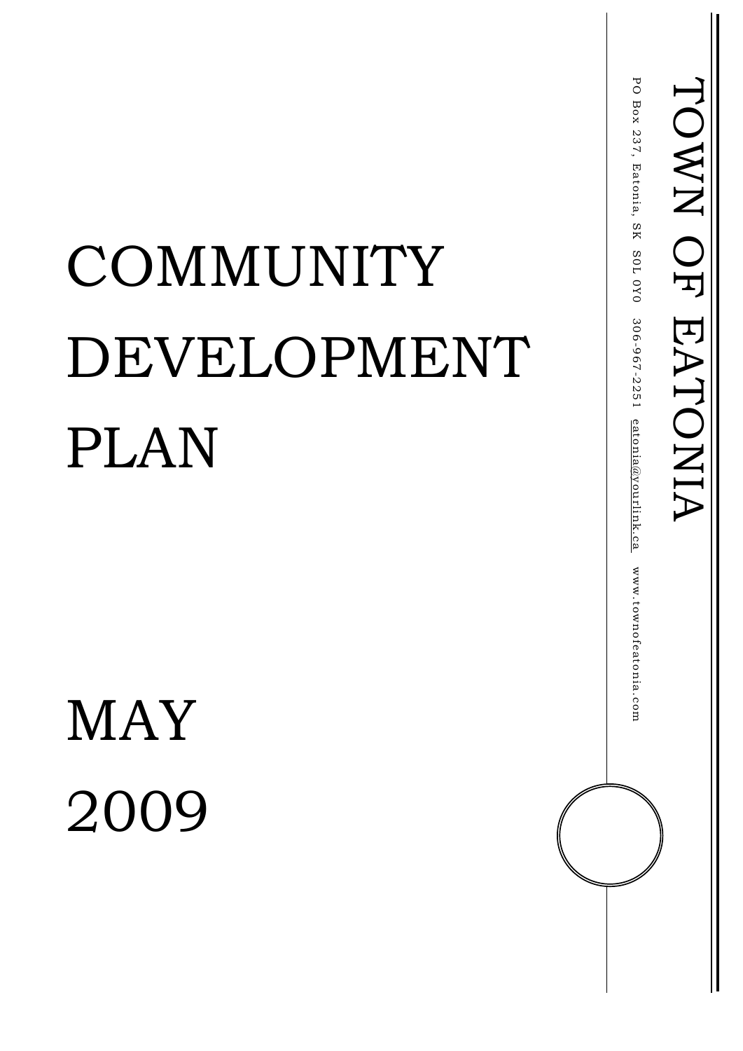# TOWN OF EATONIA

PO Box 237, Eatonia, SK S0L 0Y0 306-967-2251 eatonia@yourlink.ca www.townofeatonia.com

# COMMUNITY DEVELOPMENT PLAN

# MAY 2009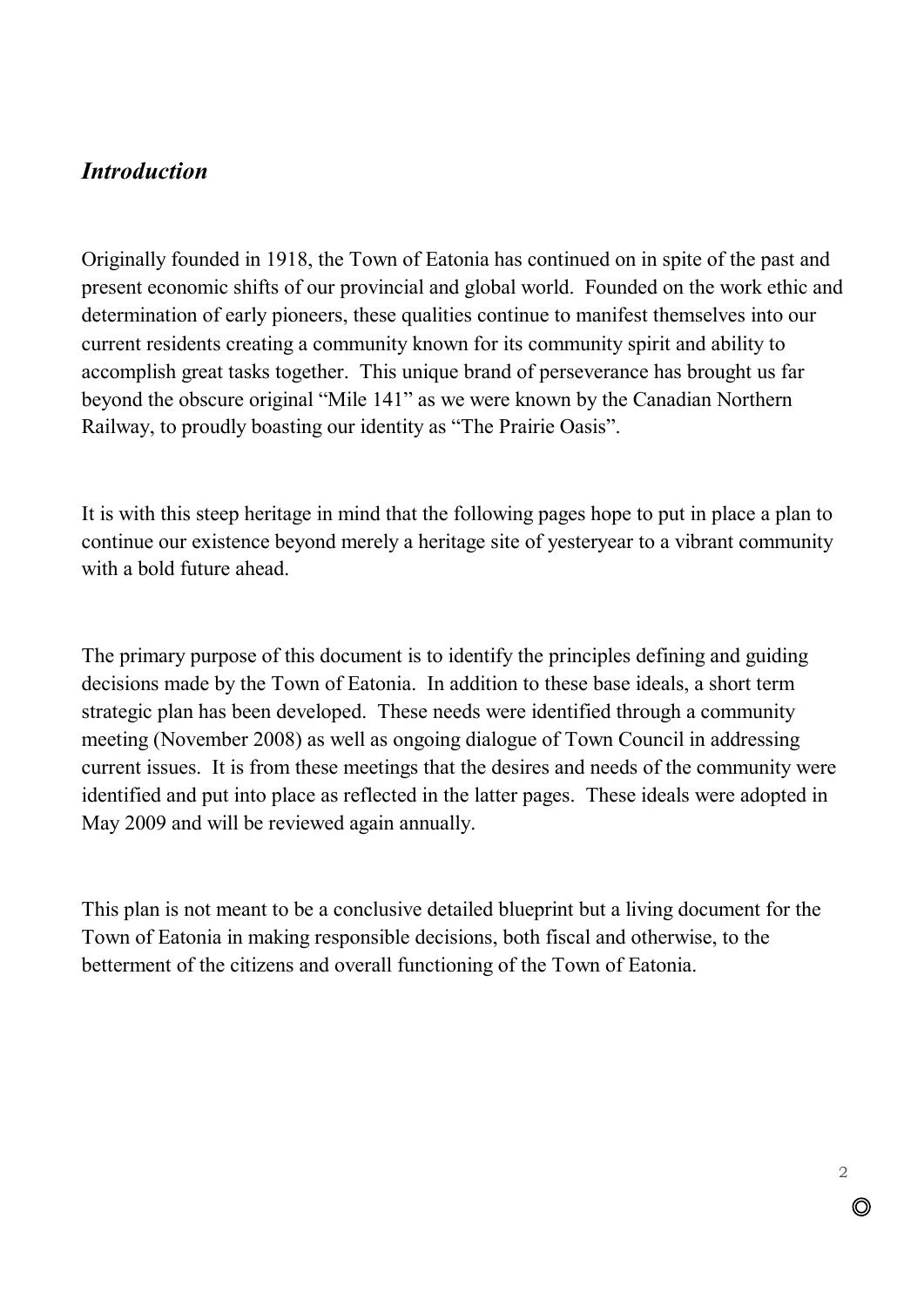## *Introduction*

Originally founded in 1918, the Town of Eatonia has continued on in spite of the past and present economic shifts of our provincial and global world. Founded on the work ethic and determination of early pioneers, these qualities continue to manifest themselves into our current residents creating a community known for its community spirit and ability to accomplish great tasks together. This unique brand of perseverance has brought us far beyond the obscure original "Mile 141" as we were known by the Canadian Northern Railway, to proudly boasting our identity as "The Prairie Oasis".

It is with this steep heritage in mind that the following pages hope to put in place a plan to continue our existence beyond merely a heritage site of yesteryear to a vibrant community with a bold future ahead.

The primary purpose of this document is to identify the principles defining and guiding decisions made by the Town of Eatonia. In addition to these base ideals, a short term strategic plan has been developed. These needs were identified through a community meeting (November 2008) as well as ongoing dialogue of Town Council in addressing current issues. It is from these meetings that the desires and needs of the community were identified and put into place as reflected in the latter pages. These ideals were adopted in May 2009 and will be reviewed again annually.

This plan is not meant to be a conclusive detailed blueprint but a living document for the Town of Eatonia in making responsible decisions, both fiscal and otherwise, to the betterment of the citizens and overall functioning of the Town of Eatonia.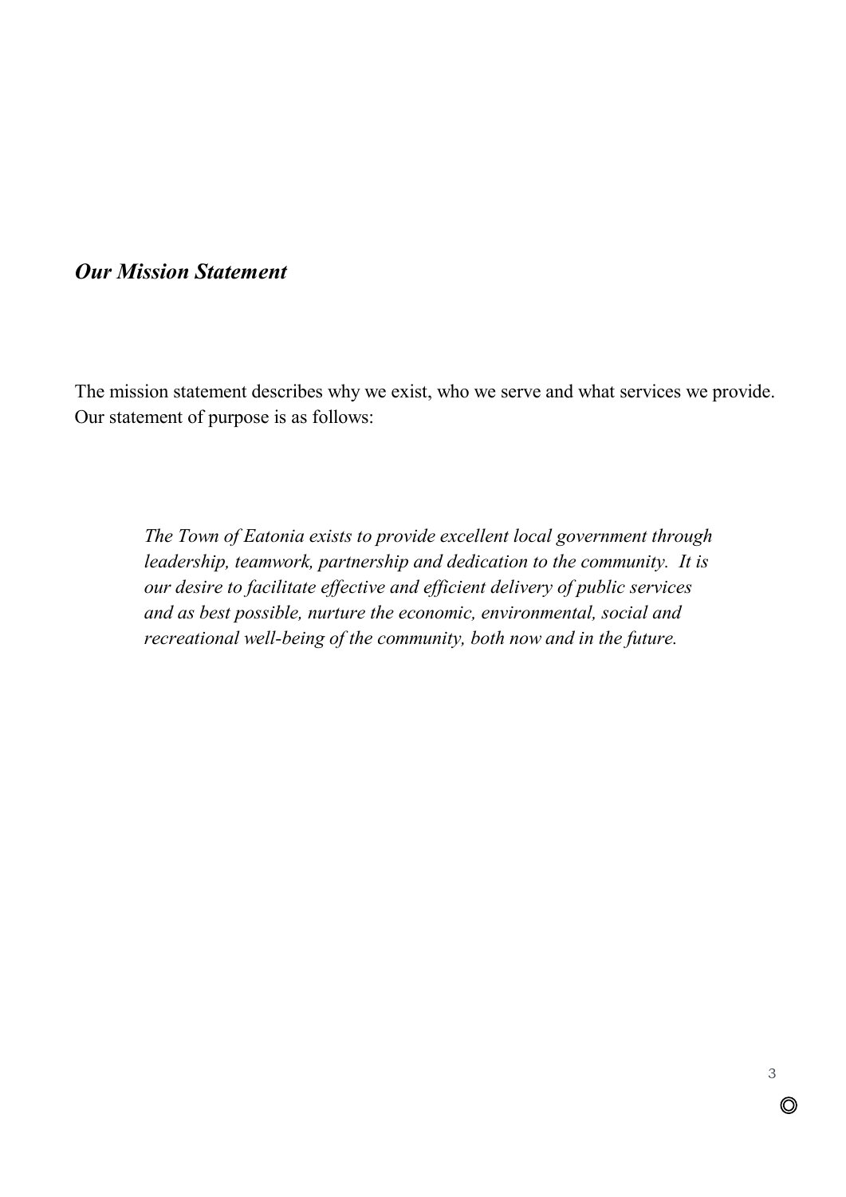## *Our Mission Statement*

The mission statement describes why we exist, who we serve and what services we provide. Our statement of purpose is as follows:

> *The Town of Eatonia exists to provide excellent local government through leadership, teamwork, partnership and dedication to the community. It is our desire to facilitate effective and efficient delivery of public services and as best possible, nurture the economic, environmental, social and recreational well-being of the community, both now and in the future.*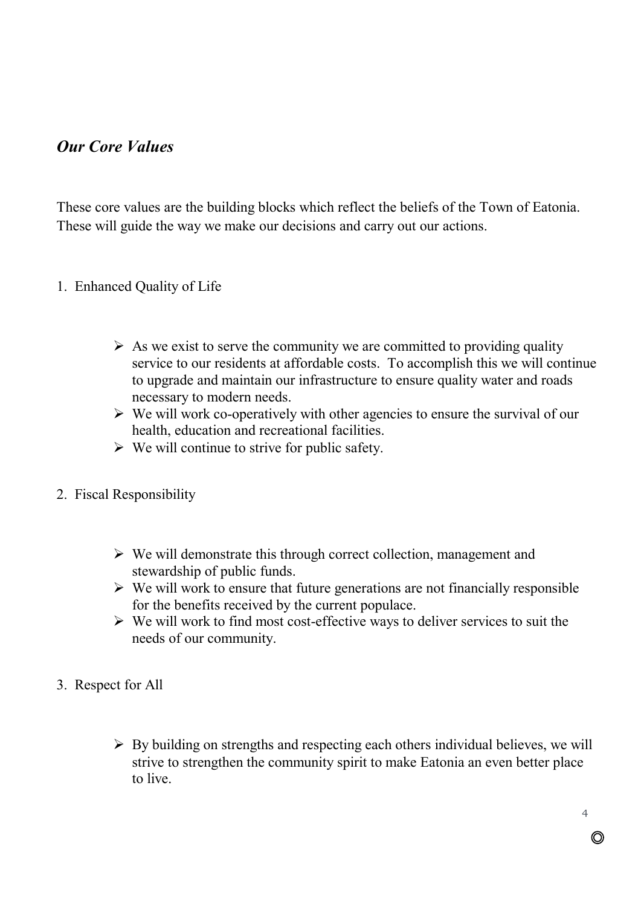## *Our Core Values*

These core values are the building blocks which reflect the beliefs of the Town of Eatonia. These will guide the way we make our decisions and carry out our actions.

1. Enhanced Quality of Life

   - As we exist to serve the community we are committed to providing quality service to our residents at affordable costs. To accomplish this we will continue to upgrade and maintain our infrastructure to ensure quality water and roads necessary to modern needs.
   - We will work co-operatively with other agencies to ensure the survival of our health, education and recreational facilities.
   - We will continue to strive for public safety.

2. Fiscal Responsibility

   - We will demonstrate this through correct collection, management and stewardship of public funds.
   - We will work to ensure that future generations are not financially responsible for the benefits received by the current populace.
   - We will work to find most cost-effective ways to deliver services to suit the needs of our community.

3. Respect for All

   - By building on strengths and respecting each others individual believes, we will strive to strengthen the community spirit to make Eatonia an even better place to live.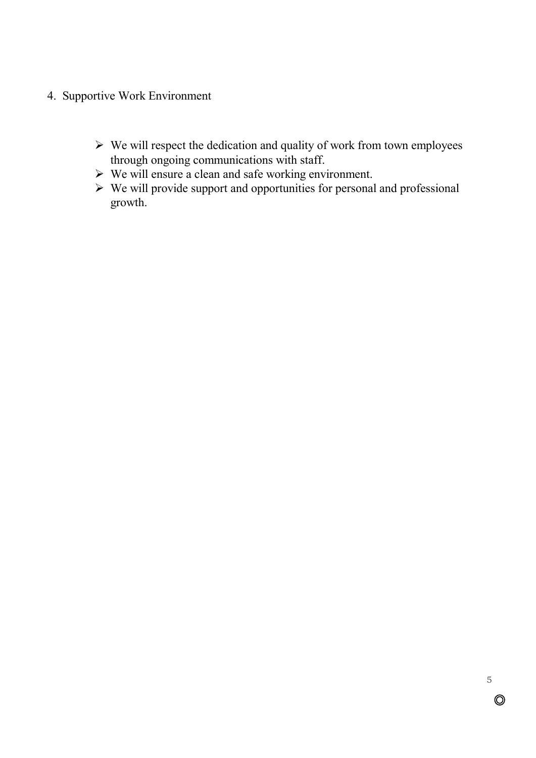4. Supportive Work Environment

   - We will respect the dedication and quality of work from town employees through ongoing communications with staff.
   - We will ensure a clean and safe working environment.
   - We will provide support and opportunities for personal and professional growth.